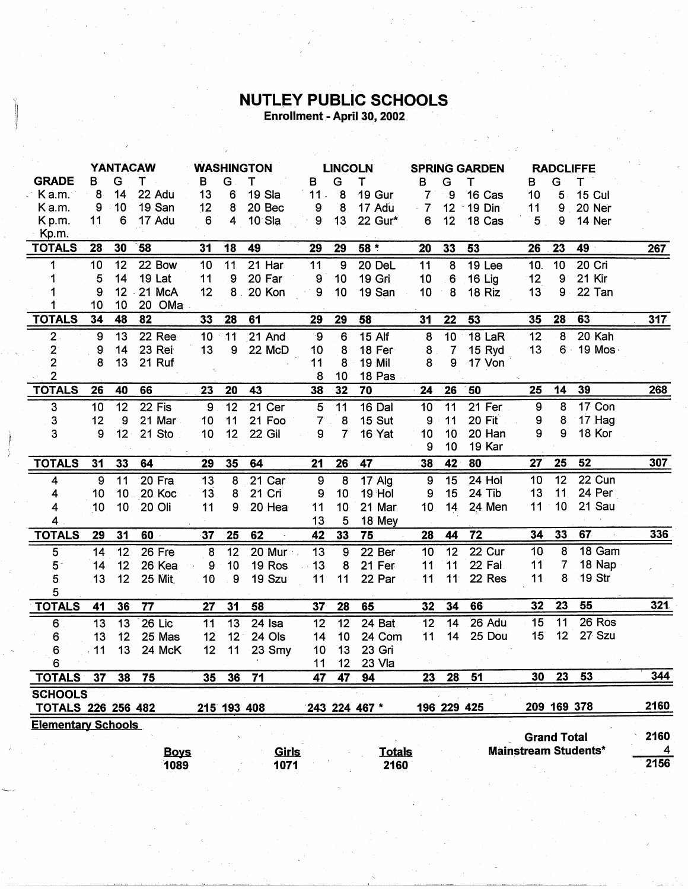# NUTLEY PUBLIC SCHOOLS

**Enrollment - April 30, 2002**

| GRADE | YANTACAW B | G | T | | WASHINGTON B | G | T | | LINCOLN B | G | T | | SPRING GARDEN B | G | T | | RADCLIFFE B | G | T | | |
|---|---|---|---|---|---|---|---|---|---|---|---|---|---|---|---|---|---|---|---|---|---|
| K a.m. | 8 | 14 | 22 | Adu | 13 | 6 | 19 | Sla | 11 | 8 | 19 | Gur | 7 | 9 | 16 | Cas | 10 | 5 | 15 | Cul | |
| K a.m. | 9 | 10 | 19 | San | 12 | 8 | 20 | Bec | 9 | 8 | 17 | Adu | 7 | 12 | 19 | Din | 11 | 9 | 20 | Ner | |
| K p.m. | 11 | 6 | 17 | Adu | 6 | 4 | 10 | Sla | 9 | 13 | 22 | Gur* | 6 | 12 | 18 | Cas | 5 | 9 | 14 | Ner | |
| Kp.m. | | | | | | | | | | | | | | | | | | | | | |
| **TOTALS** | **28** | **30** | **58** | | **31** | **18** | **49** | | **29** | **29** | **58 \*** | | **20** | **33** | **53** | | **26** | **23** | **49** | | **267** |
| 1 | 10 | 12 | 22 | Bow | 10 | 11 | 21 | Har | 11 | 9 | 20 | DeL | 11 | 8 | 19 | Lee | 10 | 10 | 20 | Cri | |
| 1 | 5 | 14 | 19 | Lat | 11 | 9 | 20 | Far | 9 | 10 | 19 | Gri | 10 | 6 | 16 | Lig | 12 | 9 | 21 | Kir | |
| 1 | 9 | 12 | 21 | McA | 12 | 8 | 20 | Kon | 9 | 10 | 19 | San | 10 | 8 | 18 | Riz | 13 | 9 | 22 | Tan | |
| 1 | 10 | 10 | 20 | OMa | | | | | | | | | | | | | | | | | |
| **TOTALS** | **34** | **48** | **82** | | **33** | **28** | **61** | | **29** | **29** | **58** | | **31** | **22** | **53** | | **35** | **28** | **63** | | **317** |
| 2 | 9 | 13 | 22 | Ree | 10 | 11 | 21 | And | 9 | 6 | 15 | Alf | 8 | 10 | 18 | LaR | 12 | 8 | 20 | Kah | |
| 2 | 9 | 14 | 23 | Rei | 13 | 9 | 22 | McD | 10 | 8 | 18 | Fer | 8 | 7 | 15 | Ryd | 13 | 6 | 19 | Mos | |
| 2 | 8 | 13 | 21 | Ruf | | | | | 11 | 8 | 19 | Mil | 8 | 9 | 17 | Von | | | | | |
| 2 | | | | | | | | | 8 | 10 | 18 | Pas | | | | | | | | | |
| **TOTALS** | **26** | **40** | **66** | | **23** | **20** | **43** | | **38** | **32** | **70** | | **24** | **26** | **50** | | **25** | **14** | **39** | | **268** |
| 3 | 10 | 12 | 22 | Fis | 9 | 12 | 21 | Cer | 5 | 11 | 16 | Dal | 10 | 11 | 21 | Fer | 9 | 8 | 17 | Con | |
| 3 | 12 | 9 | 21 | Mar | 10 | 11 | 21 | Foo | 7 | 8 | 15 | Sut | 9 | 11 | 20 | Fit | 9 | 8 | 17 | Hag | |
| 3 | 9 | 12 | 21 | Sto | 10 | 12 | 22 | Gil | 9 | 7 | 16 | Yat | 10 | 10 | 20 | Han | 9 | 9 | 18 | Kor | |
| | | | | | | | | | | | | | 9 | 10 | 19 | Kar | | | | | |
| **TOTALS** | **31** | **33** | **64** | | **29** | **35** | **64** | | **21** | **26** | **47** | | **38** | **42** | **80** | | **27** | **25** | **52** | | **307** |
| 4 | 9 | 11 | 20 | Fra | 13 | 8 | 21 | Car | 9 | 8 | 17 | Alg | 9 | 15 | 24 | Hol | 10 | 12 | 22 | Cun | |
| 4 | 10 | 10 | 20 | Koc | 13 | 8 | 21 | Cri | 9 | 10 | 19 | Hol | 9 | 15 | 24 | Tib | 13 | 11 | 24 | Per | |
| 4 | 10 | 10 | 20 | Oli | 11 | 9 | 20 | Hea | 11 | 10 | 21 | Mar | 10 | 14 | 24 | Men | 11 | 10 | 21 | Sau | |
| 4 | | | | | | | | | 13 | 5 | 18 | Mey | | | | | | | | | |
| **TOTALS** | **29** | **31** | **60** | | **37** | **25** | **62** | | **42** | **33** | **75** | | **28** | **44** | **72** | | **34** | **33** | **67** | | **336** |
| 5 | 14 | 12 | 26 | Fre | 8 | 12 | 20 | Mur | 13 | 9 | 22 | Ber | 10 | 12 | 22 | Cur | 10 | 8 | 18 | Gam | |
| 5 | 14 | 12 | 26 | Kea | 9 | 10 | 19 | Ros | 13 | 8 | 21 | Fer | 11 | 11 | 22 | Fal | 11 | 7 | 18 | Nap | |
| 5 | 13 | 12 | 25 | Mit | 10 | 9 | 19 | Szu | 11 | 11 | 22 | Par | 11 | 11 | 22 | Res | 11 | 8 | 19 | Str | |
| 5 | | | | | | | | | | | | | | | | | | | | | |
| **TOTALS** | **41** | **36** | **77** | | **27** | **31** | **58** | | **37** | **28** | **65** | | **32** | **34** | **66** | | **32** | **23** | **55** | | **321** |
| 6 | 13 | 13 | 26 | Lic | 11 | 13 | 24 | Isa | 12 | 12 | 24 | Bat | 12 | 14 | 26 | Adu | 15 | 11 | 26 | Ros | |
| 6 | 13 | 12 | 25 | Mas | 12 | 12 | 24 | Ols | 14 | 10 | 24 | Com | 11 | 14 | 25 | Dou | 15 | 12 | 27 | Szu | |
| 6 | 11 | 13 | 24 | McK | 12 | 11 | 23 | Smy | 10 | 13 | 23 | Gri | | | | | | | | | |
| 6 | | | | | | | | | 11 | 12 | 23 | Vla | | | | | | | | | |
| **TOTALS** | **37** | **38** | **75** | | **35** | **36** | **71** | | **47** | **47** | **94** | | **23** | **28** | **51** | | **30** | **23** | **53** | | **344** |
| **SCHOOLS TOTALS** | **226** | **256** | **482** | | **215** | **193** | **408** | | **243** | **224** | **467 \*** | | **196** | **229** | **425** | | **209** | **169** | **378** | | **2160** |

**Elementary Schools**

| **Boys** | **Girls** | **Totals** |
|---|---|---|
| 1089 | 1071 | 2160 |

| | |
|---|---|
| **Grand Total** | 2160 |
| **Mainstream Students\*** | 4 |
| | 2156 |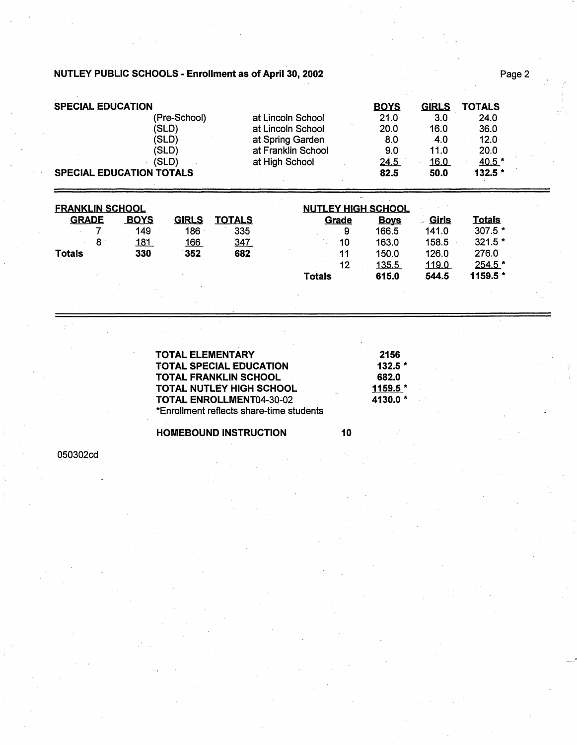## NUTLEY PUBLIC SCHOOLS - Enrollment as of April 30, 2002

| SPECIAL EDUCATION | | | BOYS | GIRLS | TOTALS |
|---|---|---|---|---|---|
| | (Pre-School) | at Lincoln School | 21.0 | 3.0 | 24.0 |
| | (SLD) | at Lincoln School | 20.0 | 16.0 | 36.0 |
| | (SLD) | at Spring Garden | 8.0 | 4.0 | 12.0 |
| | (SLD) | at Franklin School | 9.0 | 11.0 | 20.0 |
| | (SLD) | at High School | 24.5 | 16.0 | 40.5 * |
| **SPECIAL EDUCATION TOTALS** | | | **82.5** | **50.0** | **132.5 *** |

**FRANKLIN SCHOOL**

| GRADE | BOYS | GIRLS | TOTALS |
|---|---|---|---|
| 7 | 149 | 186 | 335 |
| 8 | 181 | 166 | 347 |
| **Totals** | **330** | **352** | **682** |

**NUTLEY HIGH SCHOOL**

| Grade | Boys | Girls | Totals |
|---|---|---|---|
| 9 | 166.5 | 141.0 | 307.5 * |
| 10 | 163.0 | 158.5 | 321.5 * |
| 11 | 150.0 | 126.0 | 276.0 |
| 12 | 135.5 | 119.0 | 254.5 * |
| **Totals** | **615.0** | **544.5** | **1159.5 *** |

| | |
|---|---|
| **TOTAL ELEMENTARY** | **2156** |
| **TOTAL SPECIAL EDUCATION** | **132.5 *** |
| **TOTAL FRANKLIN SCHOOL** | **682.0** |
| **TOTAL NUTLEY HIGH SCHOOL** | **1159.5 *** |
| **TOTAL ENROLLMENT**04-30-02 | **4130.0 *** |

*Enrollment reflects share-time students

**HOMEBOUND INSTRUCTION** **10**

050302cd